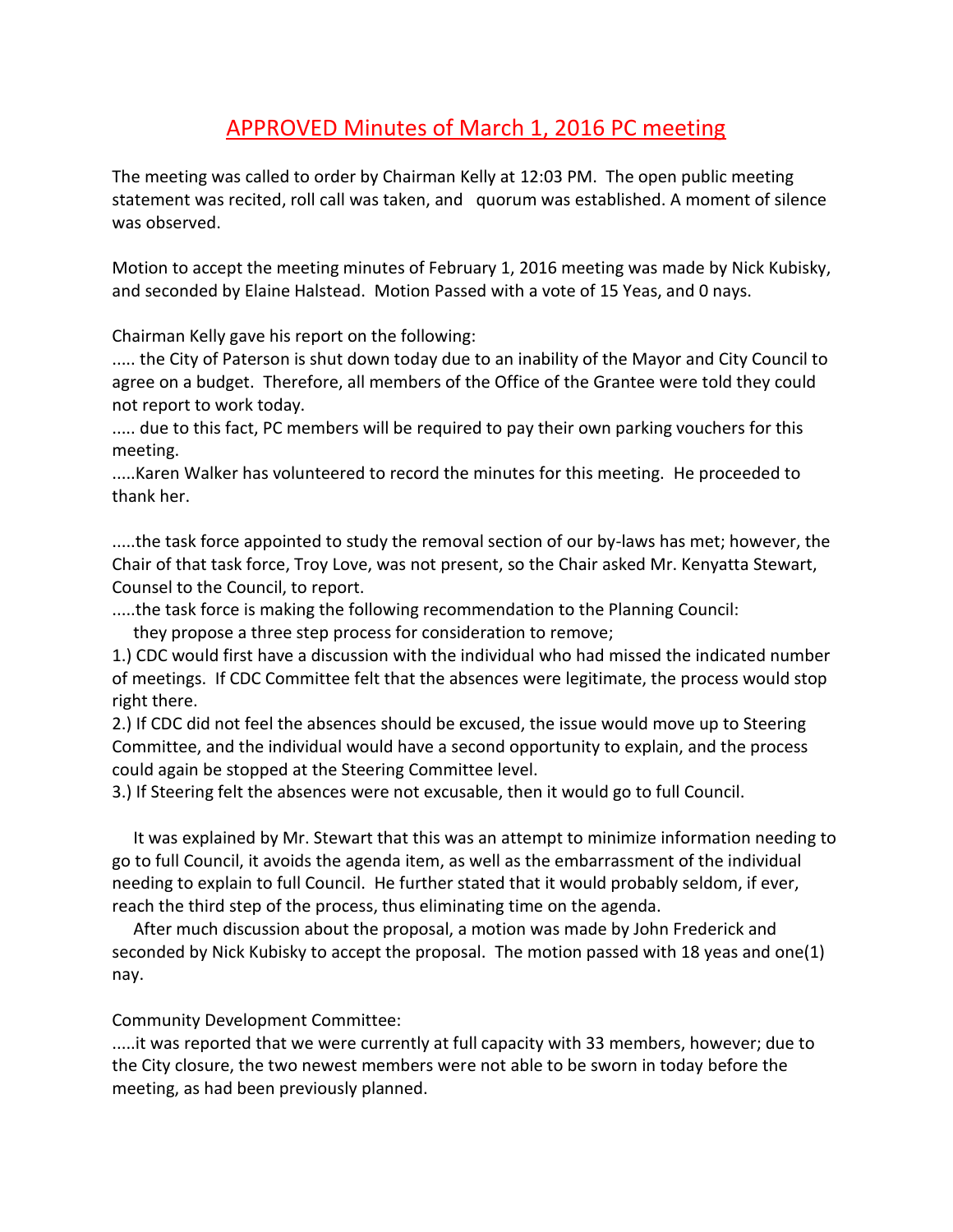# APPROVED Minutes of March 1, 2016 PC meeting

The meeting was called to order by Chairman Kelly at 12:03 PM. The open public meeting statement was recited, roll call was taken, and quorum was established. A moment of silence was observed.

Motion to accept the meeting minutes of February 1, 2016 meeting was made by Nick Kubisky, and seconded by Elaine Halstead. Motion Passed with a vote of 15 Yeas, and 0 nays.

Chairman Kelly gave his report on the following:

..... the City of Paterson is shut down today due to an inability of the Mayor and City Council to agree on a budget. Therefore, all members of the Office of the Grantee were told they could not report to work today.

..... due to this fact, PC members will be required to pay their own parking vouchers for this meeting.

.....Karen Walker has volunteered to record the minutes for this meeting. He proceeded to thank her.

.....the task force appointed to study the removal section of our by-laws has met; however, the Chair of that task force, Troy Love, was not present, so the Chair asked Mr. Kenyatta Stewart, Counsel to the Council, to report.

.....the task force is making the following recommendation to the Planning Council:

they propose a three step process for consideration to remove;

1.) CDC would first have a discussion with the individual who had missed the indicated number of meetings. If CDC Committee felt that the absences were legitimate, the process would stop right there.

2.) If CDC did not feel the absences should be excused, the issue would move up to Steering Committee, and the individual would have a second opportunity to explain, and the process could again be stopped at the Steering Committee level.

3.) If Steering felt the absences were not excusable, then it would go to full Council.

It was explained by Mr. Stewart that this was an attempt to minimize information needing to go to full Council, it avoids the agenda item, as well as the embarrassment of the individual needing to explain to full Council. He further stated that it would probably seldom, if ever, reach the third step of the process, thus eliminating time on the agenda.

After much discussion about the proposal, a motion was made by John Frederick and seconded by Nick Kubisky to accept the proposal. The motion passed with 18 yeas and one(1) nay.

Community Development Committee:

.....it was reported that we were currently at full capacity with 33 members, however; due to the City closure, the two newest members were not able to be sworn in today before the meeting, as had been previously planned.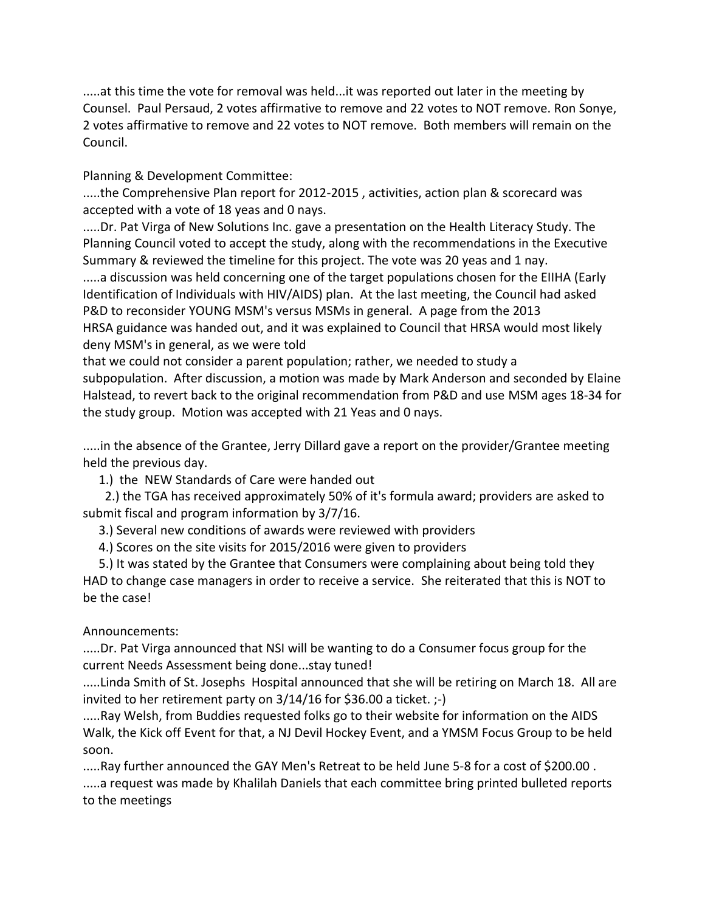.....at this time the vote for removal was held...it was reported out later in the meeting by Counsel. Paul Persaud, 2 votes affirmative to remove and 22 votes to NOT remove. Ron Sonye, 2 votes affirmative to remove and 22 votes to NOT remove. Both members will remain on the Council.

Planning & Development Committee:

.....the Comprehensive Plan report for 2012-2015 , activities, action plan & scorecard was accepted with a vote of 18 yeas and 0 nays.

.....Dr. Pat Virga of New Solutions Inc. gave a presentation on the Health Literacy Study. The Planning Council voted to accept the study, along with the recommendations in the Executive Summary & reviewed the timeline for this project. The vote was 20 yeas and 1 nay.

.....a discussion was held concerning one of the target populations chosen for the EIIHA (Early Identification of Individuals with HIV/AIDS) plan. At the last meeting, the Council had asked P&D to reconsider YOUNG MSM's versus MSMs in general. A page from the 2013 HRSA guidance was handed out, and it was explained to Council that HRSA would most likely deny MSM's in general, as we were told that we could not consider a parent population; rather, we needed to study a subpopulation. After discussion, a motion was made by Mark Anderson and seconded by Elaine Halstead, to revert back to the original recommendation from P&D and use MSM ages 18-34 for the study group. Motion was accepted with 21 Yeas and 0 nays.

.....in the absence of the Grantee, Jerry Dillard gave a report on the provider/Grantee meeting held the previous day.

1.) the NEW Standards of Care were handed out

2.) the TGA has received approximately 50% of it's formula award; providers are asked to submit fiscal and program information by 3/7/16.

3.) Several new conditions of awards were reviewed with providers

4.) Scores on the site visits for 2015/2016 were given to providers

5.) It was stated by the Grantee that Consumers were complaining about being told they HAD to change case managers in order to receive a service. She reiterated that this is NOT to be the case!

Announcements:

.....Dr. Pat Virga announced that NSI will be wanting to do a Consumer focus group for the current Needs Assessment being done...stay tuned!

.....Linda Smith of St. Josephs Hospital announced that she will be retiring on March 18. All are invited to her retirement party on 3/14/16 for $36.00 a ticket. ;-)

.....Ray Welsh, from Buddies requested folks go to their website for information on the AIDS Walk, the Kick off Event for that, a NJ Devil Hockey Event, and a YMSM Focus Group to be held soon.

.....Ray further announced the GAY Men's Retreat to be held June 5-8 for a cost of $200.00 .

.....a request was made by Khalilah Daniels that each committee bring printed bulleted reports to the meetings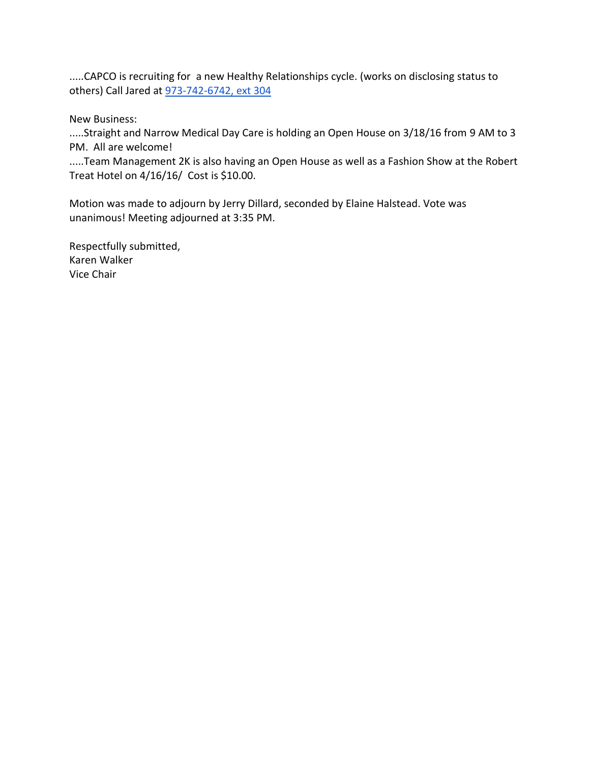.....CAPCO is recruiting for a new Healthy Relationships cycle. (works on disclosing status to others) Call Jared at 973-742-6742, ext 304

New Business:

.....Straight and Narrow Medical Day Care is holding an Open House on 3/18/16 from 9 AM to 3 PM. All are welcome!

.....Team Management 2K is also having an Open House as well as a Fashion Show at the Robert Treat Hotel on 4/16/16/ Cost is $10.00.

Motion was made to adjourn by Jerry Dillard, seconded by Elaine Halstead. Vote was unanimous! Meeting adjourned at 3:35 PM.

Respectfully submitted,
Karen Walker
Vice Chair